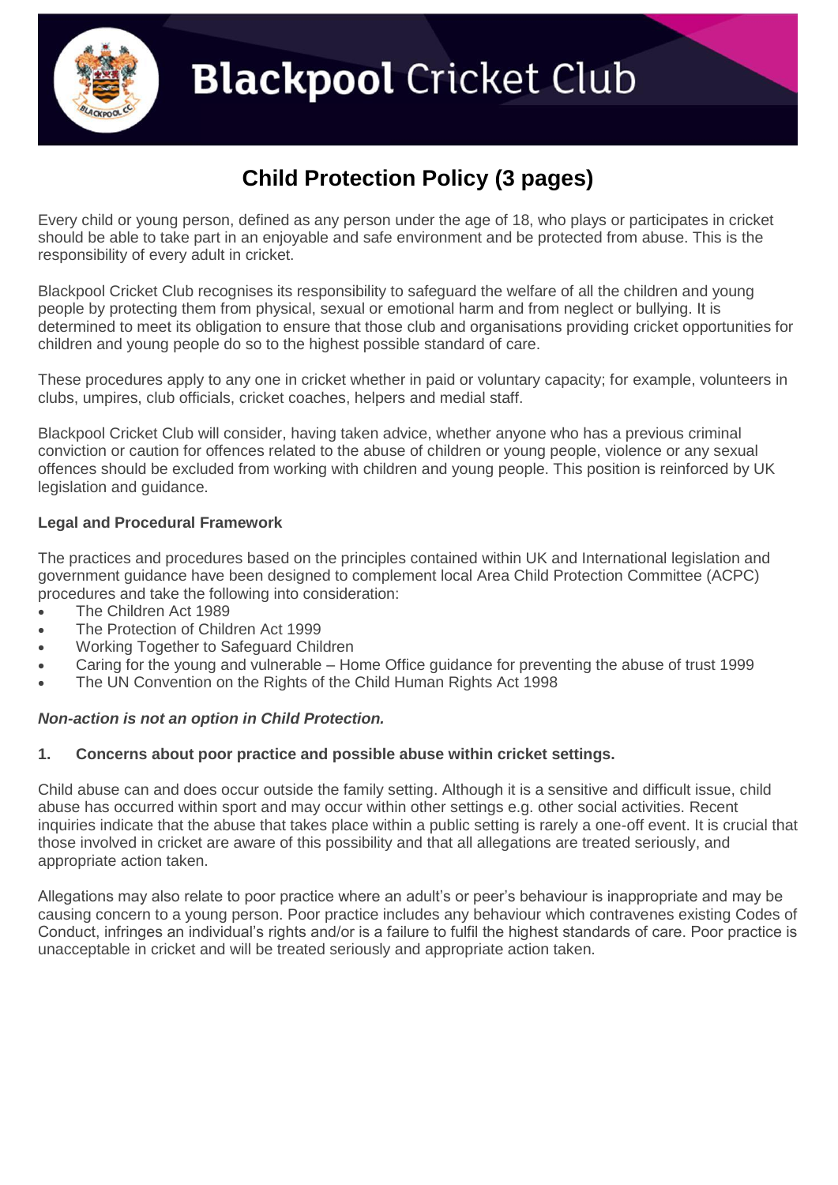# Blackpool Cricket Club

## Child Protection Policy (3 pages)

Every child or young person, defined as any person under the age of 18, who plays or participates in cricket should be able to take part in an enjoyable and safe environment and be protected from abuse. This is the responsibility of every adult in cricket.

Blackpool Cricket Club recognises its responsibility to safeguard the welfare of all the children and young people by protecting them from physical, sexual or emotional harm and from neglect or bullying. It is determined to meet its obligation to ensure that those club and organisations providing cricket opportunities for children and young people do so to the highest possible standard of care.

These procedures apply to any one in cricket whether in paid or voluntary capacity; for example, volunteers in clubs, umpires, club officials, cricket coaches, helpers and medial staff.

Blackpool Cricket Club will consider, having taken advice, whether anyone who has a previous criminal conviction or caution for offences related to the abuse of children or young people, violence or any sexual offences should be excluded from working with children and young people. This position is reinforced by UK legislation and guidance.

**Legal and Procedural Framework**

The practices and procedures based on the principles contained within UK and International legislation and government guidance have been designed to complement local Area Child Protection Committee (ACPC) procedures and take the following into consideration:

- The Children Act 1989
- The Protection of Children Act 1999
- Working Together to Safeguard Children
- Caring for the young and vulnerable – Home Office guidance for preventing the abuse of trust 1999
- The UN Convention on the Rights of the Child Human Rights Act 1998

***Non-action is not an option in Child Protection.***

**1. Concerns about poor practice and possible abuse within cricket settings.**

Child abuse can and does occur outside the family setting. Although it is a sensitive and difficult issue, child abuse has occurred within sport and may occur within other settings e.g. other social activities. Recent inquiries indicate that the abuse that takes place within a public setting is rarely a one-off event. It is crucial that those involved in cricket are aware of this possibility and that all allegations are treated seriously, and appropriate action taken.

Allegations may also relate to poor practice where an adult's or peer's behaviour is inappropriate and may be causing concern to a young person. Poor practice includes any behaviour which contravenes existing Codes of Conduct, infringes an individual's rights and/or is a failure to fulfil the highest standards of care. Poor practice is unacceptable in cricket and will be treated seriously and appropriate action taken.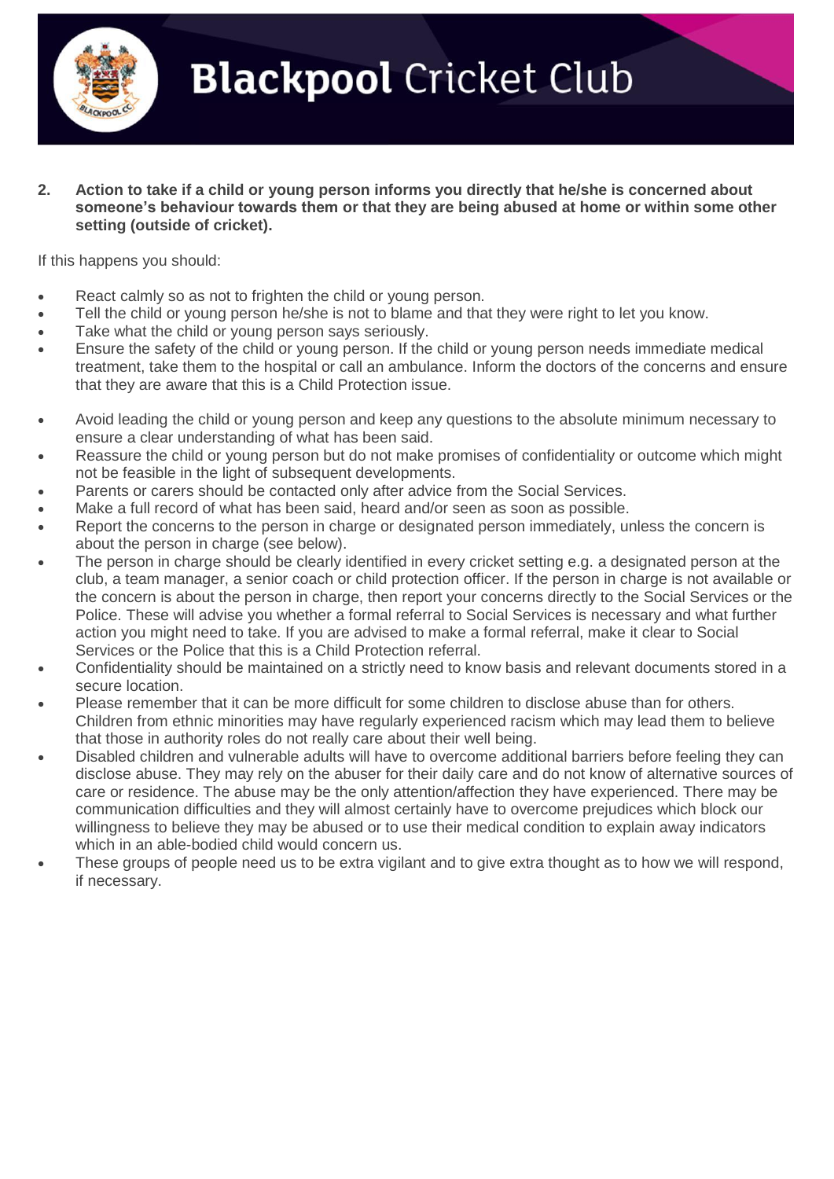**2. Action to take if a child or young person informs you directly that he/she is concerned about someone's behaviour towards them or that they are being abused at home or within some other setting (outside of cricket).**

If this happens you should:

- React calmly so as not to frighten the child or young person.
- Tell the child or young person he/she is not to blame and that they were right to let you know.
- Take what the child or young person says seriously.
- Ensure the safety of the child or young person. If the child or young person needs immediate medical treatment, take them to the hospital or call an ambulance. Inform the doctors of the concerns and ensure that they are aware that this is a Child Protection issue.
- Avoid leading the child or young person and keep any questions to the absolute minimum necessary to ensure a clear understanding of what has been said.
- Reassure the child or young person but do not make promises of confidentiality or outcome which might not be feasible in the light of subsequent developments.
- Parents or carers should be contacted only after advice from the Social Services.
- Make a full record of what has been said, heard and/or seen as soon as possible.
- Report the concerns to the person in charge or designated person immediately, unless the concern is about the person in charge (see below).
- The person in charge should be clearly identified in every cricket setting e.g. a designated person at the club, a team manager, a senior coach or child protection officer. If the person in charge is not available or the concern is about the person in charge, then report your concerns directly to the Social Services or the Police. These will advise you whether a formal referral to Social Services is necessary and what further action you might need to take. If you are advised to make a formal referral, make it clear to Social Services or the Police that this is a Child Protection referral.
- Confidentiality should be maintained on a strictly need to know basis and relevant documents stored in a secure location.
- Please remember that it can be more difficult for some children to disclose abuse than for others. Children from ethnic minorities may have regularly experienced racism which may lead them to believe that those in authority roles do not really care about their well being.
- Disabled children and vulnerable adults will have to overcome additional barriers before feeling they can disclose abuse. They may rely on the abuser for their daily care and do not know of alternative sources of care or residence. The abuse may be the only attention/affection they have experienced. There may be communication difficulties and they will almost certainly have to overcome prejudices which block our willingness to believe they may be abused or to use their medical condition to explain away indicators which in an able-bodied child would concern us.
- These groups of people need us to be extra vigilant and to give extra thought as to how we will respond, if necessary.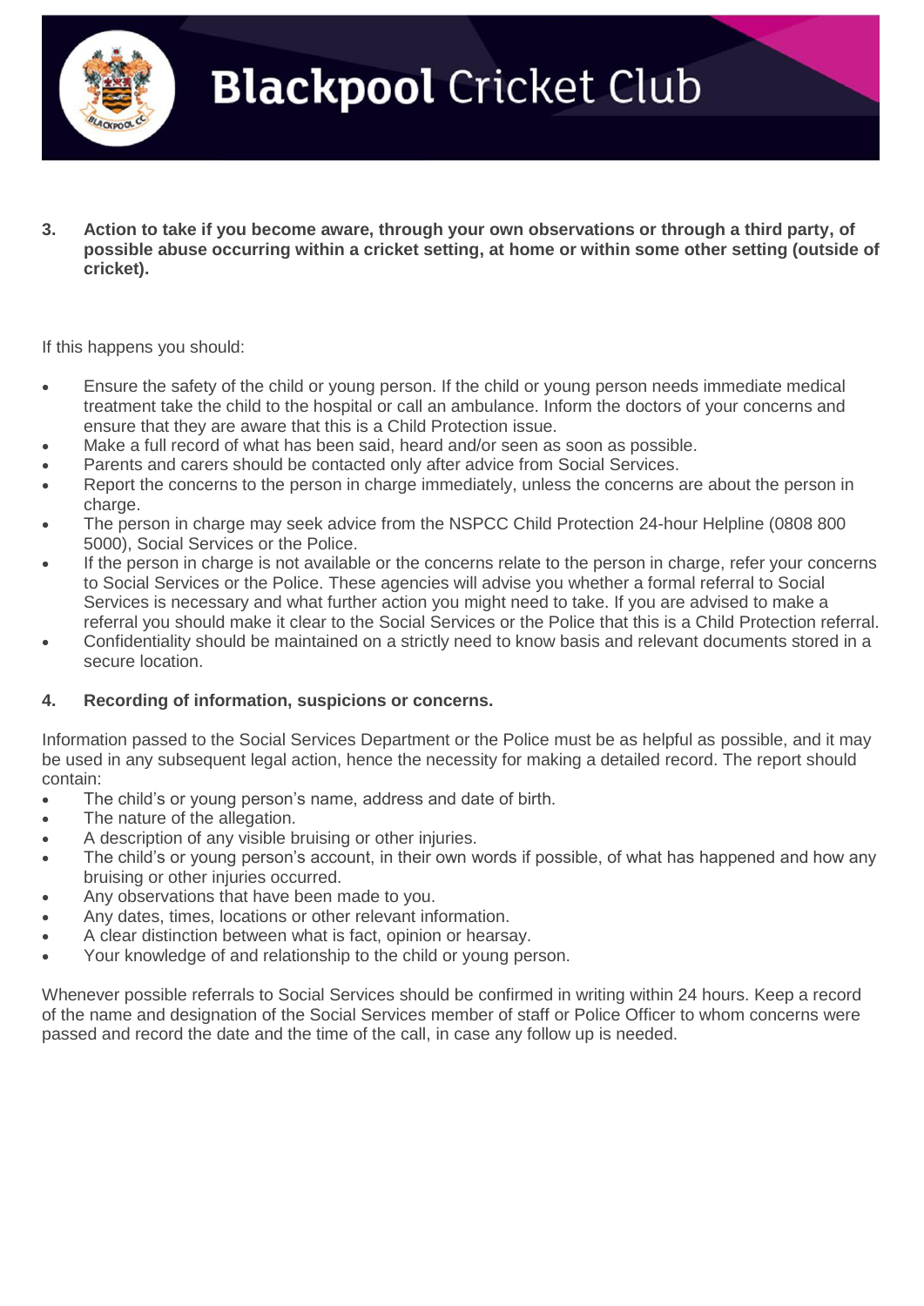### 3. Action to take if you become aware, through your own observations or through a third party, of possible abuse occurring within a cricket setting, at home or within some other setting (outside of cricket).

If this happens you should:

- Ensure the safety of the child or young person. If the child or young person needs immediate medical treatment take the child to the hospital or call an ambulance. Inform the doctors of your concerns and ensure that they are aware that this is a Child Protection issue.
- Make a full record of what has been said, heard and/or seen as soon as possible.
- Parents and carers should be contacted only after advice from Social Services.
- Report the concerns to the person in charge immediately, unless the concerns are about the person in charge.
- The person in charge may seek advice from the NSPCC Child Protection 24-hour Helpline (0808 800 5000), Social Services or the Police.
- If the person in charge is not available or the concerns relate to the person in charge, refer your concerns to Social Services or the Police. These agencies will advise you whether a formal referral to Social Services is necessary and what further action you might need to take. If you are advised to make a referral you should make it clear to the Social Services or the Police that this is a Child Protection referral.
- Confidentiality should be maintained on a strictly need to know basis and relevant documents stored in a secure location.

### 4. Recording of information, suspicions or concerns.

Information passed to the Social Services Department or the Police must be as helpful as possible, and it may be used in any subsequent legal action, hence the necessity for making a detailed record. The report should contain:

- The child's or young person's name, address and date of birth.
- The nature of the allegation.
- A description of any visible bruising or other injuries.
- The child's or young person's account, in their own words if possible, of what has happened and how any bruising or other injuries occurred.
- Any observations that have been made to you.
- Any dates, times, locations or other relevant information.
- A clear distinction between what is fact, opinion or hearsay.
- Your knowledge of and relationship to the child or young person.

Whenever possible referrals to Social Services should be confirmed in writing within 24 hours. Keep a record of the name and designation of the Social Services member of staff or Police Officer to whom concerns were passed and record the date and the time of the call, in case any follow up is needed.